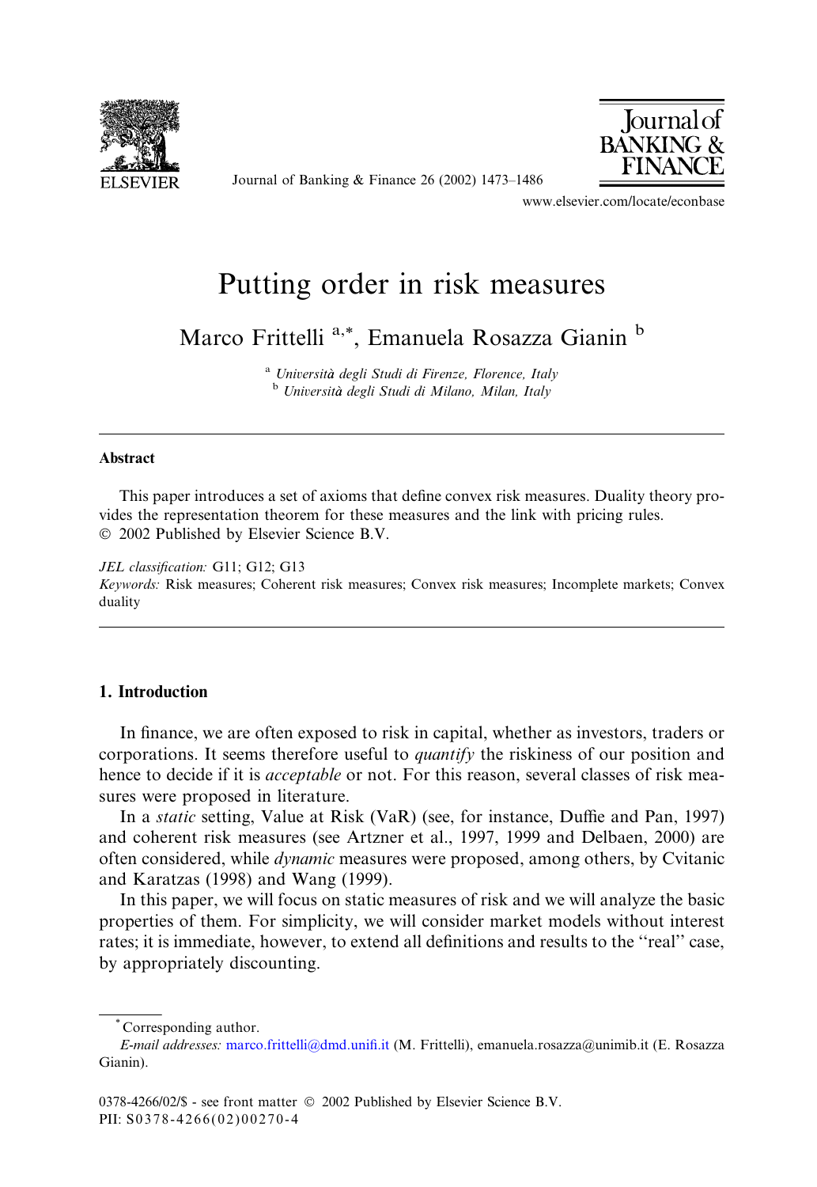# Putting order in risk measures

Marco Frittelli [a,*], Emanuela Rosazza Gianin [b]

[a] Università degli Studi di Firenze, Florence, Italy
[b] Università degli Studi di Milano, Milan, Italy

## Abstract

This paper introduces a set of axioms that define convex risk measures. Duality theory provides the representation theorem for these measures and the link with pricing rules.
© 2002 Published by Elsevier Science B.V.

*JEL classification:* G11; G12; G13

*Keywords:* Risk measures; Coherent risk measures; Convex risk measures; Incomplete markets; Convex duality

## 1. Introduction

In finance, we are often exposed to risk in capital, whether as investors, traders or corporations. It seems therefore useful to *quantify* the riskiness of our position and hence to decide if it is *acceptable* or not. For this reason, several classes of risk measures were proposed in literature.

In a *static* setting, Value at Risk (VaR) (see, for instance, Duffie and Pan, 1997) and coherent risk measures (see Artzner et al., 1997, 1999 and Delbaen, 2000) are often considered, while *dynamic* measures were proposed, among others, by Cvitanic and Karatzas (1998) and Wang (1999).

In this paper, we will focus on static measures of risk and we will analyze the basic properties of them. For simplicity, we will consider market models without interest rates; it is immediate, however, to extend all definitions and results to the "real" case, by appropriately discounting.

---

* Corresponding author.
*E-mail addresses:* marco.frittelli@dmd.unifi.it (M. Frittelli), emanuela.rosazza@unimib.it (E. Rosazza Gianin).

0378-4266/02/$ - see front matter © 2002 Published by Elsevier Science B.V.
PII: S0378-4266(02)00270-4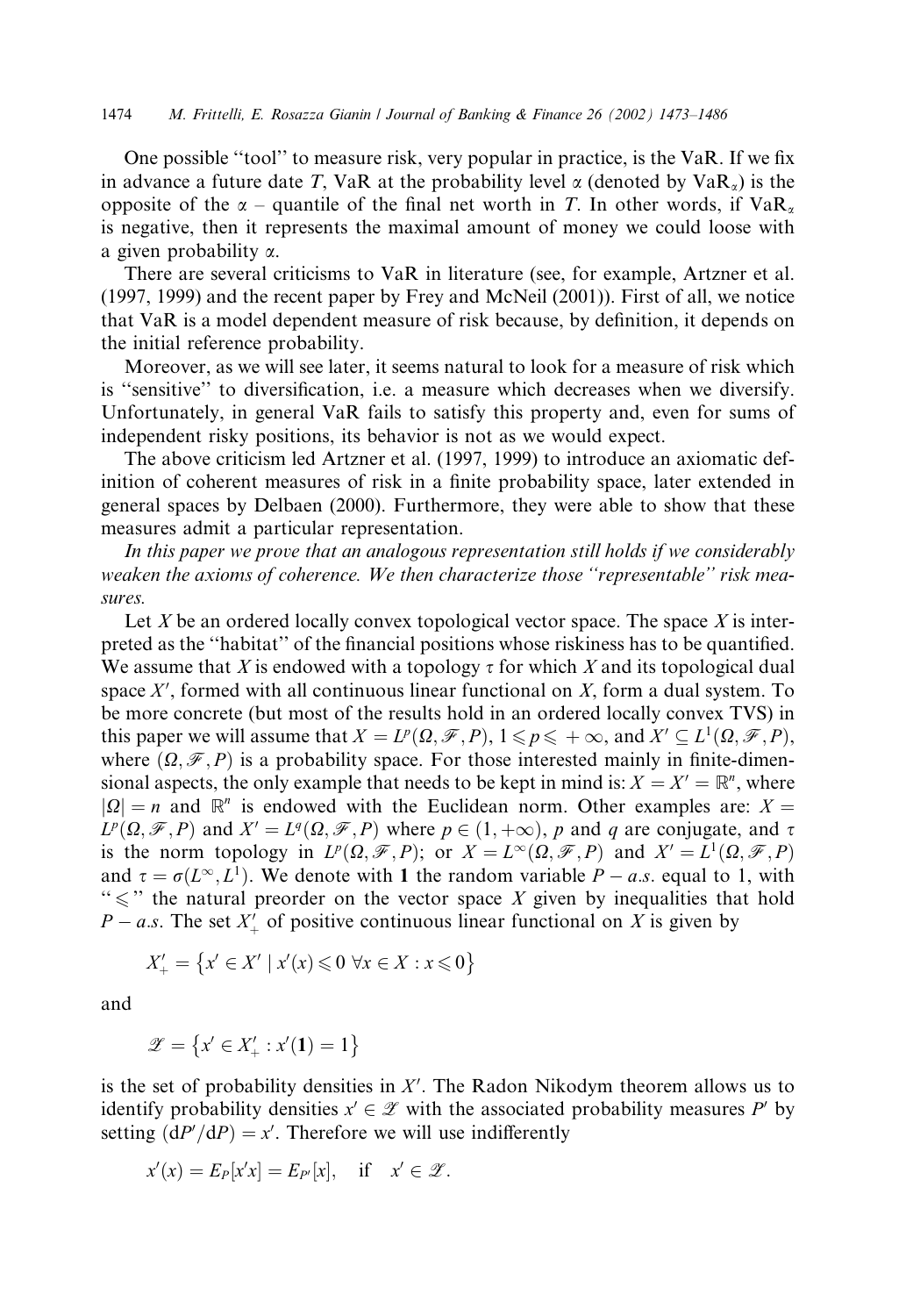One possible "tool" to measure risk, very popular in practice, is the VaR. If we fix in advance a future date $T$, VaR at the probability level $\alpha$ (denoted by $\text{VaR}_\alpha$) is the opposite of the $\alpha$ – quantile of the final net worth in $T$. In other words, if $\text{VaR}_\alpha$ is negative, then it represents the maximal amount of money we could loose with a given probability $\alpha$.

There are several criticisms to VaR in literature (see, for example, Artzner et al. (1997, 1999) and the recent paper by Frey and McNeil (2001)). First of all, we notice that VaR is a model dependent measure of risk because, by definition, it depends on the initial reference probability.

Moreover, as we will see later, it seems natural to look for a measure of risk which is "sensitive" to diversification, i.e. a measure which decreases when we diversify. Unfortunately, in general VaR fails to satisfy this property and, even for sums of independent risky positions, its behavior is not as we would expect.

The above criticism led Artzner et al. (1997, 1999) to introduce an axiomatic definition of coherent measures of risk in a finite probability space, later extended in general spaces by Delbaen (2000). Furthermore, they were able to show that these measures admit a particular representation.

*In this paper we prove that an analogous representation still holds if we considerably weaken the axioms of coherence. We then characterize those "representable" risk measures.*

Let $X$ be an ordered locally convex topological vector space. The space $X$ is interpreted as the "habitat" of the financial positions whose riskiness has to be quantified. We assume that $X$ is endowed with a topology $\tau$ for which $X$ and its topological dual space $X'$, formed with all continuous linear functional on $X$, form a dual system. To be more concrete (but most of the results hold in an ordered locally convex TVS) in this paper we will assume that $X = L^p(\Omega, \mathscr{F}, P)$, $1 \leqslant p \leqslant +\infty$, and $X' \subseteq L^1(\Omega, \mathscr{F}, P)$, where $(\Omega, \mathscr{F}, P)$ is a probability space. For those interested mainly in finite-dimensional aspects, the only example that needs to be kept in mind is: $X = X' = \mathbb{R}^n$, where $|\Omega| = n$ and $\mathbb{R}^n$ is endowed with the Euclidean norm. Other examples are: $X = L^p(\Omega, \mathscr{F}, P)$ and $X' = L^q(\Omega, \mathscr{F}, P)$ where $p \in (1, +\infty)$, $p$ and $q$ are conjugate, and $\tau$ is the norm topology in $L^p(\Omega, \mathscr{F}, P)$; or $X = L^\infty(\Omega, \mathscr{F}, P)$ and $X' = L^1(\Omega, \mathscr{F}, P)$ and $\tau = \sigma(L^\infty, L^1)$. We denote with $\mathbf{1}$ the random variable $P - a.s.$ equal to 1, with "$\leqslant$" the natural preorder on the vector space $X$ given by inequalities that hold $P - a.s.$ The set $X'_+$ of positive continuous linear functional on $X$ is given by

$$X'_+ = \{x' \in X' \mid x'(x) \leqslant 0 \ \forall x \in X : x \leqslant 0\}$$

and

$$\mathscr{Z} = \{x' \in X'_+ : x'(\mathbf{1}) = 1\}$$

is the set of probability densities in $X'$. The Radon Nikodym theorem allows us to identify probability densities $x' \in \mathscr{Z}$ with the associated probability measures $P'$ by setting $(\mathrm{d}P'/\mathrm{d}P) = x'$. Therefore we will use indifferently

$$x'(x) = E_P[x'x] = E_{P'}[x], \quad \text{if} \quad x' \in \mathscr{Z}.$$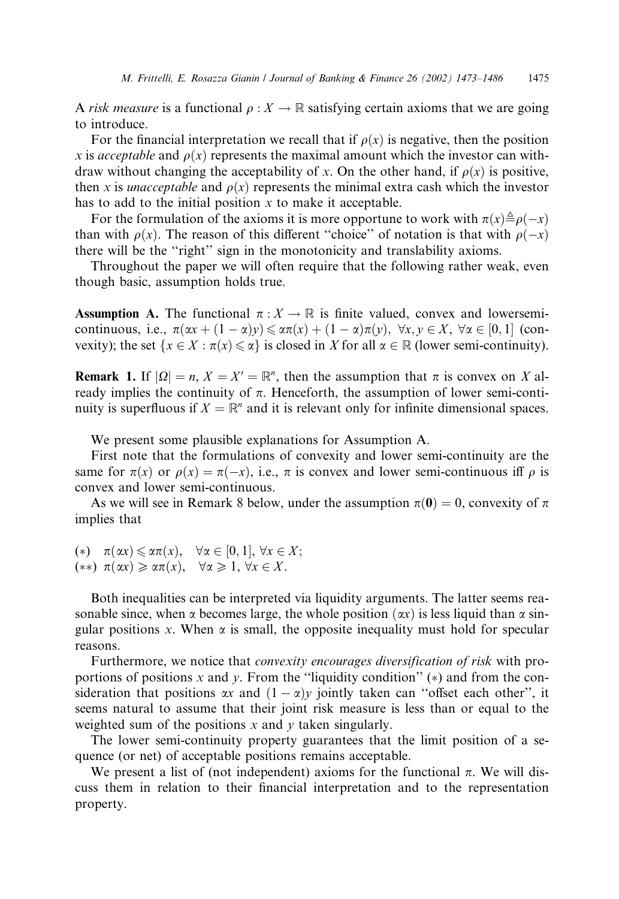A *risk measure* is a functional $\rho : X \to \mathbb{R}$ satisfying certain axioms that we are going to introduce.

For the financial interpretation we recall that if $\rho(x)$ is negative, then the position $x$ is *acceptable* and $\rho(x)$ represents the maximal amount which the investor can withdraw without changing the acceptability of $x$. On the other hand, if $\rho(x)$ is positive, then $x$ is *unacceptable* and $\rho(x)$ represents the minimal extra cash which the investor has to add to the initial position $x$ to make it acceptable.

For the formulation of the axioms it is more opportune to work with $\pi(x) \triangleq \rho(-x)$ than with $\rho(x)$. The reason of this different "choice" of notation is that with $\rho(-x)$ there will be the "right" sign in the monotonicity and translability axioms.

Throughout the paper we will often require that the following rather weak, even though basic, assumption holds true.

**Assumption A.** The functional $\pi : X \to \mathbb{R}$ is finite valued, convex and lowersemicontinuous, i.e., $\pi(\alpha x + (1-\alpha)y) \leqslant \alpha\pi(x) + (1-\alpha)\pi(y)$, $\forall x, y \in X$, $\forall \alpha \in [0,1]$ (convexity); the set $\{x \in X : \pi(x) \leqslant \alpha\}$ is closed in $X$ for all $\alpha \in \mathbb{R}$ (lower semi-continuity).

**Remark 1.** If $|\Omega| = n$, $X = X' = \mathbb{R}^n$, then the assumption that $\pi$ is convex on $X$ already implies the continuity of $\pi$. Henceforth, the assumption of lower semi-continuity is superfluous if $X = \mathbb{R}^n$ and it is relevant only for infinite dimensional spaces.

We present some plausible explanations for Assumption A.

First note that the formulations of convexity and lower semi-continuity are the same for $\pi(x)$ or $\rho(x) = \pi(-x)$, i.e., $\pi$ is convex and lower semi-continuous iff $\rho$ is convex and lower semi-continuous.

As we will see in Remark 8 below, under the assumption $\pi(\mathbf{0}) = 0$, convexity of $\pi$ implies that

$(*)$ $\pi(\alpha x) \leqslant \alpha\pi(x), \quad \forall \alpha \in [0,1], \forall x \in X;$
$(**)$ $\pi(\alpha x) \geqslant \alpha\pi(x), \quad \forall \alpha \geqslant 1, \forall x \in X.$

Both inequalities can be interpreted via liquidity arguments. The latter seems reasonable since, when $\alpha$ becomes large, the whole position $(\alpha x)$ is less liquid than $\alpha$ singular positions $x$. When $\alpha$ is small, the opposite inequality must hold for specular reasons.

Furthermore, we notice that *convexity encourages diversification of risk* with proportions of positions $x$ and $y$. From the "liquidity condition" $(*)$ and from the consideration that positions $\alpha x$ and $(1-\alpha)y$ jointly taken can "offset each other", it seems natural to assume that their joint risk measure is less than or equal to the weighted sum of the positions $x$ and $y$ taken singularly.

The lower semi-continuity property guarantees that the limit position of a sequence (or net) of acceptable positions remains acceptable.

We present a list of (not independent) axioms for the functional $\pi$. We will discuss them in relation to their financial interpretation and to the representation property.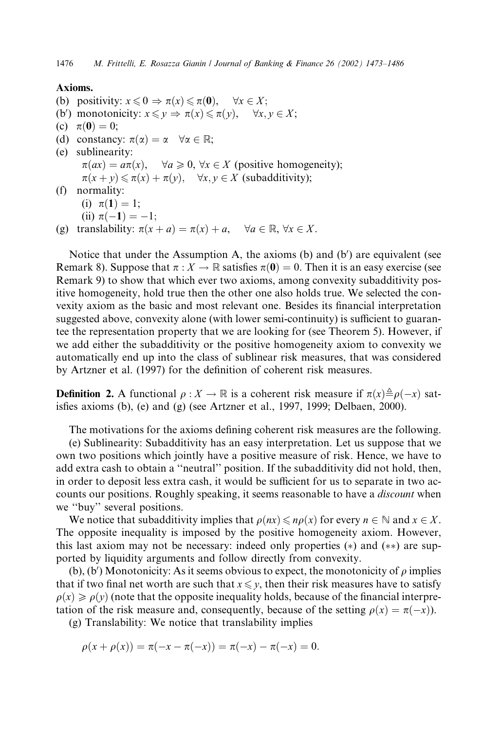**Axioms.**

(b) positivity: $x \leqslant 0 \Rightarrow \pi(x) \leqslant \pi(\mathbf{0}), \quad \forall x \in X$;
(b′) monotonicity: $x \leqslant y \Rightarrow \pi(x) \leqslant \pi(y), \quad \forall x, y \in X$;
(c) $\pi(\mathbf{0}) = 0$;
(d) constancy: $\pi(\alpha) = \alpha \quad \forall \alpha \in \mathbb{R}$;
(e) sublinearity:
  $\pi(ax) = a\pi(x), \quad \forall a \geqslant 0, \forall x \in X$ (positive homogeneity);
  $\pi(x + y) \leqslant \pi(x) + \pi(y), \quad \forall x, y \in X$ (subadditivity);
(f) normality:
  (i) $\pi(\mathbf{1}) = 1$;
  (ii) $\pi(-\mathbf{1}) = -1$;
(g) translability: $\pi(x + a) = \pi(x) + a, \quad \forall a \in \mathbb{R}, \forall x \in X$.

Notice that under the Assumption A, the axioms (b) and (b′) are equivalent (see Remark 8). Suppose that $\pi : X \to \mathbb{R}$ satisfies $\pi(\mathbf{0}) = 0$. Then it is an easy exercise (see Remark 9) to show that which ever two axioms, among convexity subadditivity positive homogeneity, hold true then the other one also holds true. We selected the convexity axiom as the basic and most relevant one. Besides its financial interpretation suggested above, convexity alone (with lower semi-continuity) is sufficient to guarantee the representation property that we are looking for (see Theorem 5). However, if we add either the subadditivity or the positive homogeneity axiom to convexity we automatically end up into the class of sublinear risk measures, that was considered by Artzner et al. (1997) for the definition of coherent risk measures.

**Definition 2.** A functional $\rho : X \to \mathbb{R}$ is a coherent risk measure if $\pi(x) \triangleq \rho(-x)$ satisfies axioms (b), (e) and (g) (see Artzner et al., 1997, 1999; Delbaen, 2000).

The motivations for the axioms defining coherent risk measures are the following.

(e) Sublinearity: Subadditivity has an easy interpretation. Let us suppose that we own two positions which jointly have a positive measure of risk. Hence, we have to add extra cash to obtain a "neutral" position. If the subadditivity did not hold, then, in order to deposit less extra cash, it would be sufficient for us to separate in two accounts our positions. Roughly speaking, it seems reasonable to have a *discount* when we "buy" several positions.

We notice that subadditivity implies that $\rho(nx) \leqslant n\rho(x)$ for every $n \in \mathbb{N}$ and $x \in X$. The opposite inequality is imposed by the positive homogeneity axiom. However, this last axiom may not be necessary: indeed only properties (*) and (**) are supported by liquidity arguments and follow directly from convexity.

(b), (b′) Monotonicity: As it seems obvious to expect, the monotonicity of $\rho$ implies that if two final net worth are such that $x \leqslant y$, then their risk measures have to satisfy $\rho(x) \geqslant \rho(y)$ (note that the opposite inequality holds, because of the financial interpretation of the risk measure and, consequently, because of the setting $\rho(x) = \pi(-x)$).

(g) Translability: We notice that translability implies

$$\rho(x + \rho(x)) = \pi(-x - \pi(-x)) = \pi(-x) - \pi(-x) = 0.$$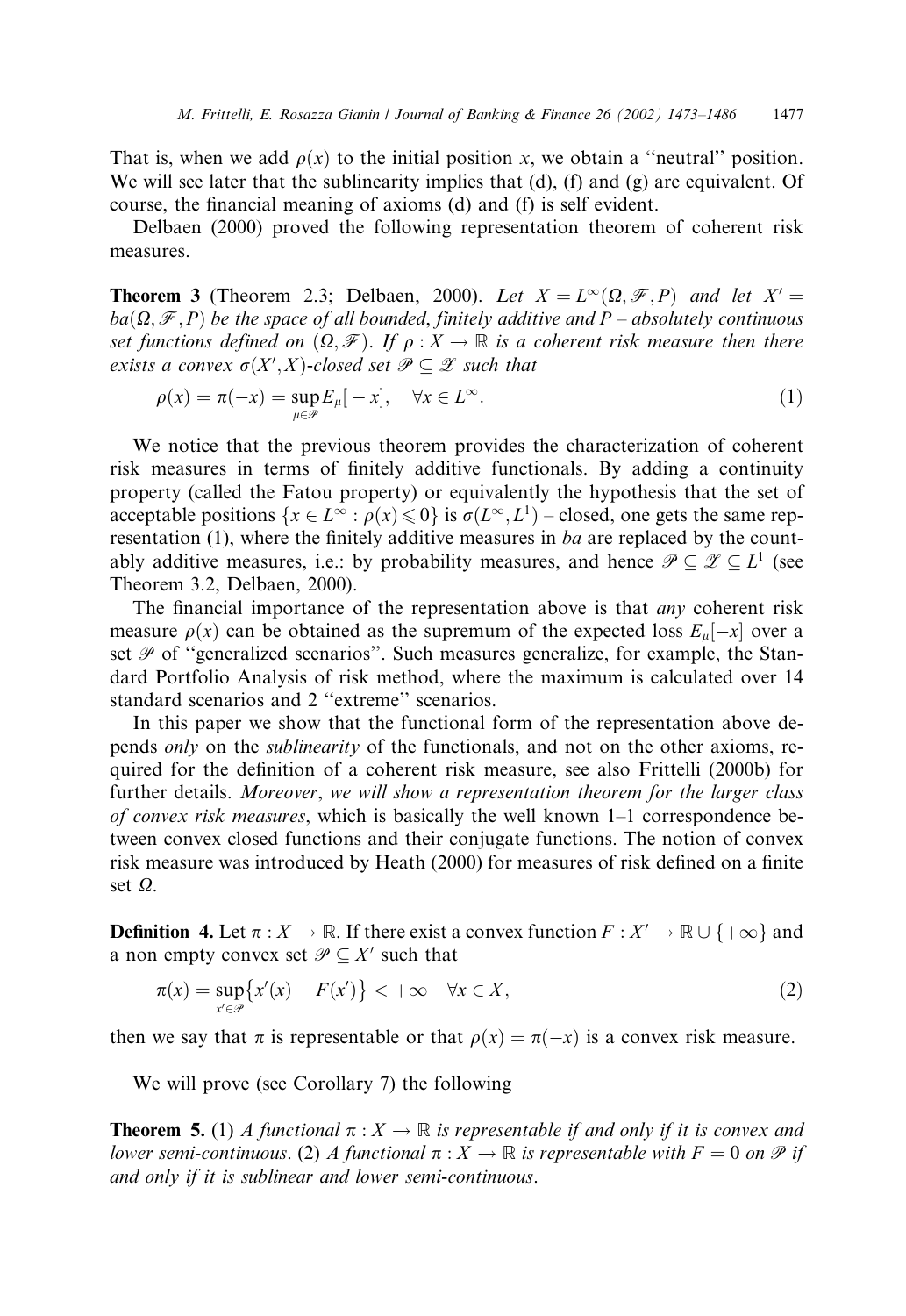That is, when we add $\rho(x)$ to the initial position $x$, we obtain a "neutral" position. We will see later that the sublinearity implies that (d), (f) and (g) are equivalent. Of course, the financial meaning of axioms (d) and (f) is self evident.

Delbaen (2000) proved the following representation theorem of coherent risk measures.

**Theorem 3** (Theorem 2.3; Delbaen, 2000). *Let $X = L^\infty(\Omega, \mathscr{F}, P)$ and let $X' = ba(\Omega, \mathscr{F}, P)$ be the space of all bounded, finitely additive and $P$ – absolutely continuous set functions defined on $(\Omega, \mathscr{F})$. If $\rho : X \to \mathbb{R}$ is a coherent risk measure then there exists a convex $\sigma(X', X)$-closed set $\mathscr{P} \subseteq \mathscr{Z}$ such that*

$$\rho(x) = \pi(-x) = \sup_{\mu \in \mathscr{P}} E_\mu[-x], \quad \forall x \in L^\infty. \tag{1}$$

We notice that the previous theorem provides the characterization of coherent risk measures in terms of finitely additive functionals. By adding a continuity property (called the Fatou property) or equivalently the hypothesis that the set of acceptable positions $\{x \in L^\infty : \rho(x) \leqslant 0\}$ is $\sigma(L^\infty, L^1)$ – closed, one gets the same representation (1), where the finitely additive measures in *ba* are replaced by the countably additive measures, i.e.: by probability measures, and hence $\mathscr{P} \subseteq \mathscr{Z} \subseteq L^1$ (see Theorem 3.2, Delbaen, 2000).

The financial importance of the representation above is that *any* coherent risk measure $\rho(x)$ can be obtained as the supremum of the expected loss $E_\mu[-x]$ over a set $\mathscr{P}$ of "generalized scenarios". Such measures generalize, for example, the Standard Portfolio Analysis of risk method, where the maximum is calculated over 14 standard scenarios and 2 "extreme" scenarios.

In this paper we show that the functional form of the representation above depends *only* on the *sublinearity* of the functionals, and not on the other axioms, required for the definition of a coherent risk measure, see also Frittelli (2000b) for further details. *Moreover, we will show a representation theorem for the larger class of convex risk measures*, which is basically the well known 1–1 correspondence between convex closed functions and their conjugate functions. The notion of convex risk measure was introduced by Heath (2000) for measures of risk defined on a finite set $\Omega$.

**Definition 4.** Let $\pi : X \to \mathbb{R}$. If there exist a convex function $F : X' \to \mathbb{R} \cup \{+\infty\}$ and a non empty convex set $\mathscr{P} \subseteq X'$ such that

$$\pi(x) = \sup_{x' \in \mathscr{P}} \{x'(x) - F(x')\} < +\infty \quad \forall x \in X, \tag{2}$$

then we say that $\pi$ is representable or that $\rho(x) = \pi(-x)$ is a convex risk measure.

We will prove (see Corollary 7) the following

**Theorem 5.** (1) *A functional $\pi : X \to \mathbb{R}$ is representable if and only if it is convex and lower semi-continuous.* (2) *A functional $\pi : X \to \mathbb{R}$ is representable with $F = 0$ on $\mathscr{P}$ if and only if it is sublinear and lower semi-continuous.*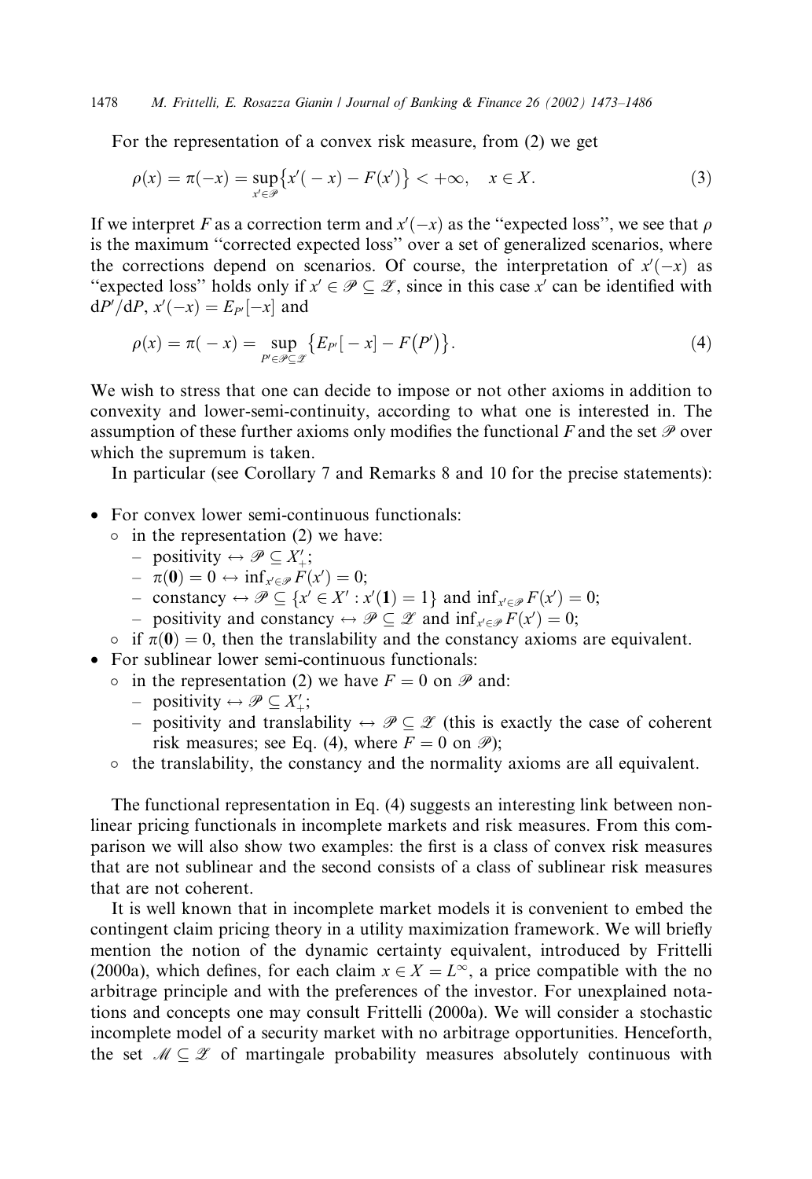For the representation of a convex risk measure, from (2) we get

$$\rho(x) = \pi(-x) = \sup_{x' \in \mathscr{P}} \{ x'(-x) - F(x') \} < +\infty, \quad x \in X. \tag{3}$$

If we interpret $F$ as a correction term and $x'(-x)$ as the "expected loss", we see that $\rho$ is the maximum "corrected expected loss" over a set of generalized scenarios, where the corrections depend on scenarios. Of course, the interpretation of $x'(-x)$ as "expected loss" holds only if $x' \in \mathscr{P} \subseteq \mathscr{Z}$, since in this case $x'$ can be identified with $dP'/dP$, $x'(-x) = E_{P'}[-x]$ and

$$\rho(x) = \pi(-x) = \sup_{P' \in \mathscr{P} \subseteq \mathscr{Z}} \{ E_{P'}[-x] - F(P') \}. \tag{4}$$

We wish to stress that one can decide to impose or not other axioms in addition to convexity and lower-semi-continuity, according to what one is interested in. The assumption of these further axioms only modifies the functional $F$ and the set $\mathscr{P}$ over which the supremum is taken.

In particular (see Corollary 7 and Remarks 8 and 10 for the precise statements):

- For convex lower semi-continuous functionals:
  - in the representation (2) we have:
    - positivity $\leftrightarrow \mathscr{P} \subseteq X'_+$;
    - $\pi(\mathbf{0}) = 0 \leftrightarrow \inf_{x' \in \mathscr{P}} F(x') = 0$;
    - constancy $\leftrightarrow \mathscr{P} \subseteq \{x' \in X' : x'(\mathbf{1}) = 1\}$ and $\inf_{x' \in \mathscr{P}} F(x') = 0$;
    - positivity and constancy $\leftrightarrow \mathscr{P} \subseteq \mathscr{Z}$ and $\inf_{x' \in \mathscr{P}} F(x') = 0$;
  - if $\pi(\mathbf{0}) = 0$, then the translability and the constancy axioms are equivalent.
- For sublinear lower semi-continuous functionals:
  - in the representation (2) we have $F = 0$ on $\mathscr{P}$ and:
    - positivity $\leftrightarrow \mathscr{P} \subseteq X'_+$;
    - positivity and translability $\leftrightarrow \mathscr{P} \subseteq \mathscr{Z}$ (this is exactly the case of coherent risk measures; see Eq. (4), where $F = 0$ on $\mathscr{P}$);
  - the translability, the constancy and the normality axioms are all equivalent.

The functional representation in Eq. (4) suggests an interesting link between nonlinear pricing functionals in incomplete markets and risk measures. From this comparison we will also show two examples: the first is a class of convex risk measures that are not sublinear and the second consists of a class of sublinear risk measures that are not coherent.

It is well known that in incomplete market models it is convenient to embed the contingent claim pricing theory in a utility maximization framework. We will briefly mention the notion of the dynamic certainty equivalent, introduced by Frittelli (2000a), which defines, for each claim $x \in X = L^\infty$, a price compatible with the no arbitrage principle and with the preferences of the investor. For unexplained notations and concepts one may consult Frittelli (2000a). We will consider a stochastic incomplete model of a security market with no arbitrage opportunities. Henceforth, the set $\mathscr{M} \subseteq \mathscr{Z}$ of martingale probability measures absolutely continuous with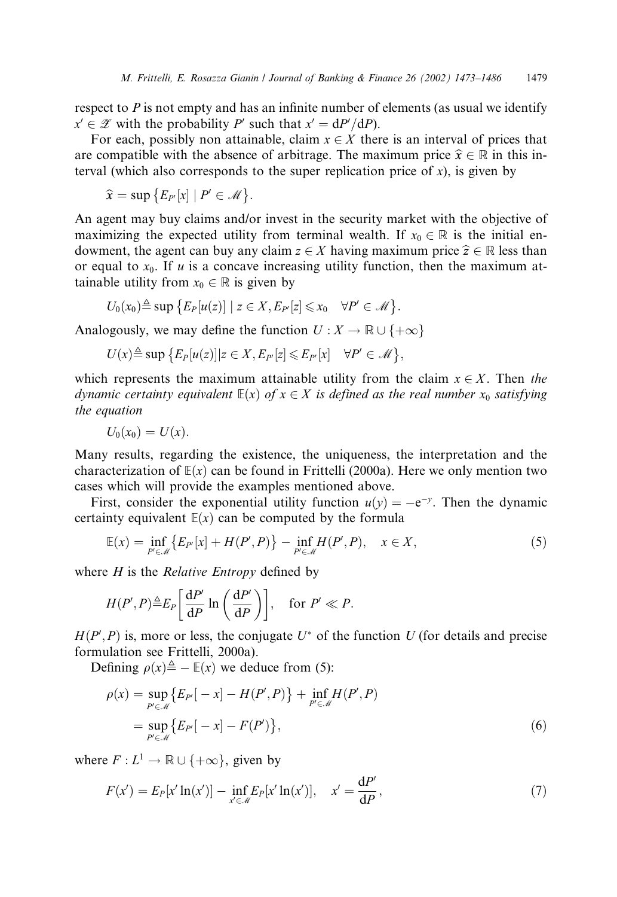respect to $P$ is not empty and has an infinite number of elements (as usual we identify $x' \in \mathscr{Z}$ with the probability $P'$ such that $x' = dP'/dP$).

For each, possibly non attainable, claim $x \in X$ there is an interval of prices that are compatible with the absence of arbitrage. The maximum price $\widehat{x} \in \mathbb{R}$ in this interval (which also corresponds to the super replication price of $x$), is given by

$$\widehat{x} = \sup\left\{E_{P'}[x] \mid P' \in \mathscr{M}\right\}.$$

An agent may buy claims and/or invest in the security market with the objective of maximizing the expected utility from terminal wealth. If $x_0 \in \mathbb{R}$ is the initial endowment, the agent can buy any claim $z \in X$ having maximum price $\widehat{z} \in \mathbb{R}$ less than or equal to $x_0$. If $u$ is a concave increasing utility function, then the maximum attainable utility from $x_0 \in \mathbb{R}$ is given by

$$U_0(x_0) \triangleq \sup\left\{E_P[u(z)] \mid z \in X, E_{P'}[z] \leqslant x_0 \quad \forall P' \in \mathscr{M}\right\}.$$

Analogously, we may define the function $U : X \to \mathbb{R} \cup \{+\infty\}$

$$U(x) \triangleq \sup\left\{E_P[u(z)] | z \in X, E_{P'}[z] \leqslant E_{P'}[x] \quad \forall P' \in \mathscr{M}\right\},$$

which represents the maximum attainable utility from the claim $x \in X$. Then *the dynamic certainty equivalent* $\mathbb{E}(x)$ *of* $x \in X$ *is defined as the real number* $x_0$ *satisfying the equation*

$$U_0(x_0) = U(x).$$

Many results, regarding the existence, the uniqueness, the interpretation and the characterization of $\mathbb{E}(x)$ can be found in Frittelli (2000a). Here we only mention two cases which will provide the examples mentioned above.

First, consider the exponential utility function $u(y) = -e^{-y}$. Then the dynamic certainty equivalent $\mathbb{E}(x)$ can be computed by the formula

$$\mathbb{E}(x) = \inf_{P' \in \mathscr{M}}\left\{E_{P'}[x] + H(P', P)\right\} - \inf_{P' \in \mathscr{M}} H(P', P), \quad x \in X, \tag{5}$$

where $H$ is the *Relative Entropy* defined by

$$H(P', P) \triangleq E_P\left[\frac{dP'}{dP}\ln\left(\frac{dP'}{dP}\right)\right], \quad \text{for } P' \ll P.$$

$H(P', P)$ is, more or less, the conjugate $U^*$ of the function $U$ (for details and precise formulation see Frittelli, 2000a).

Defining $\rho(x) \triangleq -\mathbb{E}(x)$ we deduce from (5):

$$\begin{aligned}\rho(x) &= \sup_{P' \in \mathscr{M}}\left\{E_{P'}[-x] - H(P', P)\right\} + \inf_{P' \in \mathscr{M}} H(P', P) \\ &= \sup_{P' \in \mathscr{M}}\left\{E_{P'}[-x] - F(P')\right\},\end{aligned} \tag{6}$$

where $F : L^1 \to \mathbb{R} \cup \{+\infty\}$, given by

$$F(x') = E_P[x'\ln(x')] - \inf_{x' \in \mathscr{M}} E_P[x'\ln(x')], \quad x' = \frac{dP'}{dP}, \tag{7}$$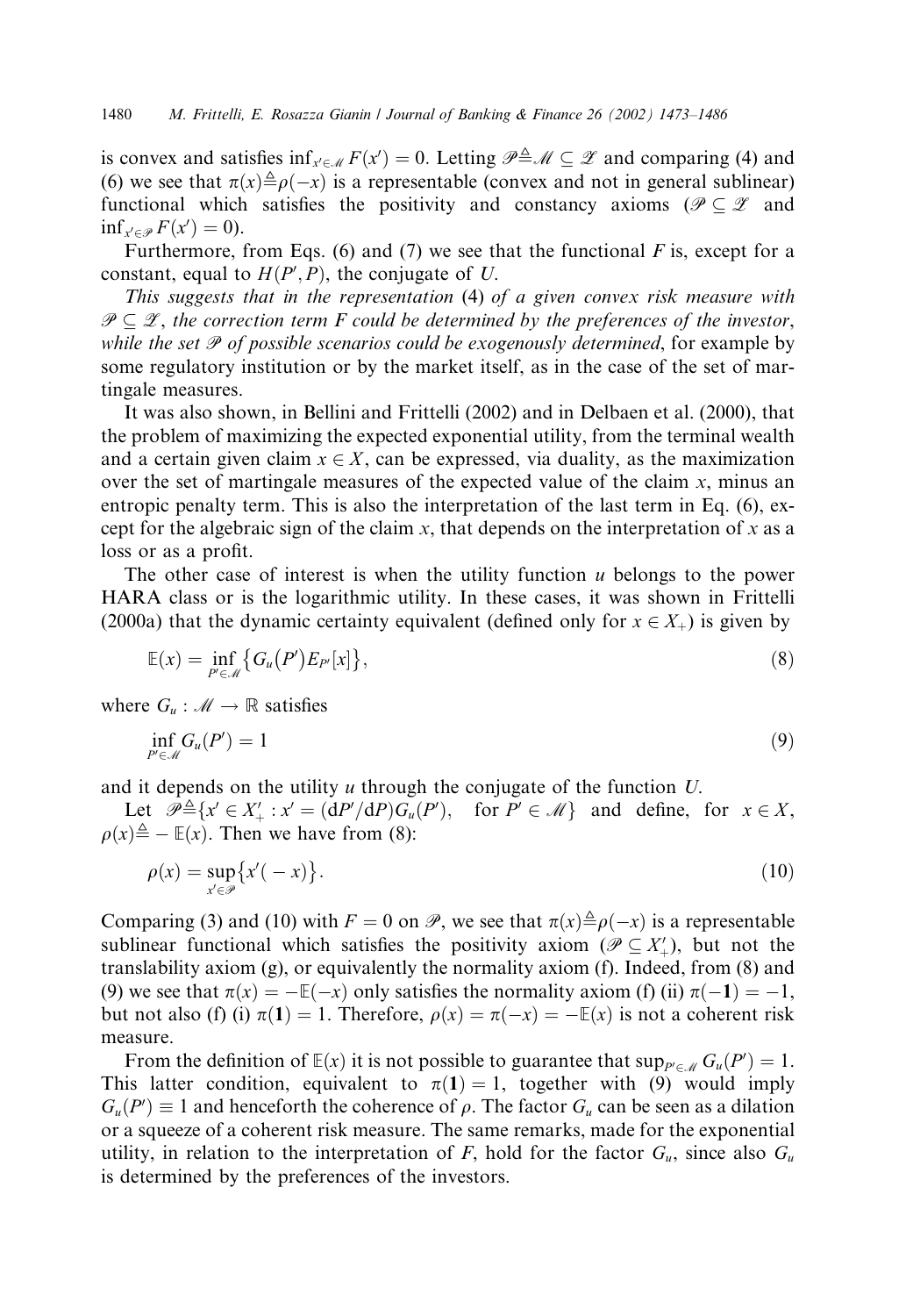is convex and satisfies $\inf_{x' \in \mathscr{M}} F(x') = 0$. Letting $\mathscr{P} \triangleq \mathscr{M} \subseteq \mathscr{Z}$ and comparing (4) and (6) we see that $\pi(x) \triangleq \rho(-x)$ is a representable (convex and not in general sublinear) functional which satisfies the positivity and constancy axioms ($\mathscr{P} \subseteq \mathscr{Z}$ and $\inf_{x' \in \mathscr{P}} F(x') = 0$).

Furthermore, from Eqs. (6) and (7) we see that the functional $F$ is, except for a constant, equal to $H(P', P)$, the conjugate of $U$.

*This suggests that in the representation* (4) *of a given convex risk measure with* $\mathscr{P} \subseteq \mathscr{Z}$, *the correction term* $F$ *could be determined by the preferences of the investor, while the set* $\mathscr{P}$ *of possible scenarios could be exogenously determined*, for example by some regulatory institution or by the market itself, as in the case of the set of martingale measures.

It was also shown, in Bellini and Frittelli (2002) and in Delbaen et al. (2000), that the problem of maximizing the expected exponential utility, from the terminal wealth and a certain given claim $x \in X$, can be expressed, via duality, as the maximization over the set of martingale measures of the expected value of the claim $x$, minus an entropic penalty term. This is also the interpretation of the last term in Eq. (6), except for the algebraic sign of the claim $x$, that depends on the interpretation of $x$ as a loss or as a profit.

The other case of interest is when the utility function $u$ belongs to the power HARA class or is the logarithmic utility. In these cases, it was shown in Frittelli (2000a) that the dynamic certainty equivalent (defined only for $x \in X_+$) is given by

$$\mathbb{E}(x) = \inf_{P' \in \mathscr{M}} \{ G_u(P') E_{P'}[x] \}, \tag{8}$$

where $G_u : \mathscr{M} \to \mathbb{R}$ satisfies

$$\inf_{P' \in \mathscr{M}} G_u(P') = 1 \tag{9}$$

and it depends on the utility $u$ through the conjugate of the function $U$.

Let $\mathscr{P} \triangleq \{ x' \in X'_+ : x' = (\mathrm{d}P'/\mathrm{d}P) G_u(P'), \quad \text{for } P' \in \mathscr{M} \}$ and define, for $x \in X$, $\rho(x) \triangleq -\mathbb{E}(x)$. Then we have from (8):

$$\rho(x) = \sup_{x' \in \mathscr{P}} \{ x'(-x) \}. \tag{10}$$

Comparing (3) and (10) with $F = 0$ on $\mathscr{P}$, we see that $\pi(x) \triangleq \rho(-x)$ is a representable sublinear functional which satisfies the positivity axiom ($\mathscr{P} \subseteq X'_+$), but not the translability axiom (g), or equivalently the normality axiom (f). Indeed, from (8) and (9) we see that $\pi(x) = -\mathbb{E}(-x)$ only satisfies the normality axiom (f) (ii) $\pi(-\mathbf{1}) = -1$, but not also (f) (i) $\pi(\mathbf{1}) = 1$. Therefore, $\rho(x) = \pi(-x) = -\mathbb{E}(x)$ is not a coherent risk measure.

From the definition of $\mathbb{E}(x)$ it is not possible to guarantee that $\sup_{P' \in \mathscr{M}} G_u(P') = 1$. This latter condition, equivalent to $\pi(\mathbf{1}) = 1$, together with (9) would imply $G_u(P') \equiv 1$ and henceforth the coherence of $\rho$. The factor $G_u$ can be seen as a dilation or a squeeze of a coherent risk measure. The same remarks, made for the exponential utility, in relation to the interpretation of $F$, hold for the factor $G_u$, since also $G_u$ is determined by the preferences of the investors.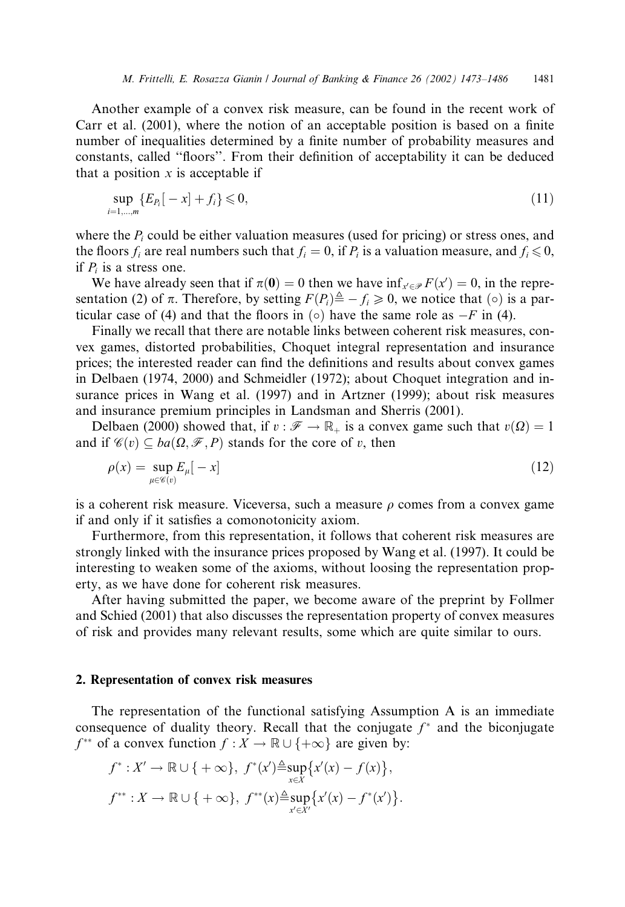Another example of a convex risk measure, can be found in the recent work of Carr et al. (2001), where the notion of an acceptable position is based on a finite number of inequalities determined by a finite number of probability measures and constants, called "floors". From their definition of acceptability it can be deduced that a position $x$ is acceptable if

$$\sup_{i=1,\dots,m} \{E_{P_i}[-x] + f_i\} \leqslant 0, \tag{11}$$

where the $P_i$ could be either valuation measures (used for pricing) or stress ones, and the floors $f_i$ are real numbers such that $f_i = 0$, if $P_i$ is a valuation measure, and $f_i \leqslant 0$, if $P_i$ is a stress one.

We have already seen that if $\pi(\mathbf{0}) = 0$ then we have $\inf_{x' \in \mathscr{P}} F(x') = 0$, in the representation (2) of $\pi$. Therefore, by setting $F(P_i) \triangleq -f_i \geqslant 0$, we notice that ($\circ$) is a particular case of (4) and that the floors in ($\circ$) have the same role as $-F$ in (4).

Finally we recall that there are notable links between coherent risk measures, convex games, distorted probabilities, Choquet integral representation and insurance prices; the interested reader can find the definitions and results about convex games in Delbaen (1974, 2000) and Schmeidler (1972); about Choquet integration and insurance prices in Wang et al. (1997) and in Artzner (1999); about risk measures and insurance premium principles in Landsman and Sherris (2001).

Delbaen (2000) showed that, if $v : \mathscr{F} \to \mathbb{R}_+$ is a convex game such that $v(\Omega) = 1$ and if $\mathscr{C}(v) \subseteq ba(\Omega, \mathscr{F}, P)$ stands for the core of $v$, then

$$\rho(x) = \sup_{\mu \in \mathscr{C}(v)} E_\mu[-x] \tag{12}$$

is a coherent risk measure. Viceversa, such a measure $\rho$ comes from a convex game if and only if it satisfies a comonotonicity axiom.

Furthermore, from this representation, it follows that coherent risk measures are strongly linked with the insurance prices proposed by Wang et al. (1997). It could be interesting to weaken some of the axioms, without loosing the representation property, as we have done for coherent risk measures.

After having submitted the paper, we become aware of the preprint by Follmer and Schied (2001) that also discusses the representation property of convex measures of risk and provides many relevant results, some which are quite similar to ours.

## 2. Representation of convex risk measures

The representation of the functional satisfying Assumption A is an immediate consequence of duality theory. Recall that the conjugate $f^*$ and the biconjugate $f^{**}$ of a convex function $f : X \to \mathbb{R} \cup \{+\infty\}$ are given by:

$$f^* : X' \to \mathbb{R} \cup \{+\infty\}, \; f^*(x') \triangleq \sup_{x \in X} \{x'(x) - f(x)\},$$

$$f^{**} : X \to \mathbb{R} \cup \{+\infty\}, \; f^{**}(x) \triangleq \sup_{x' \in X'} \{x'(x) - f^*(x')\}.$$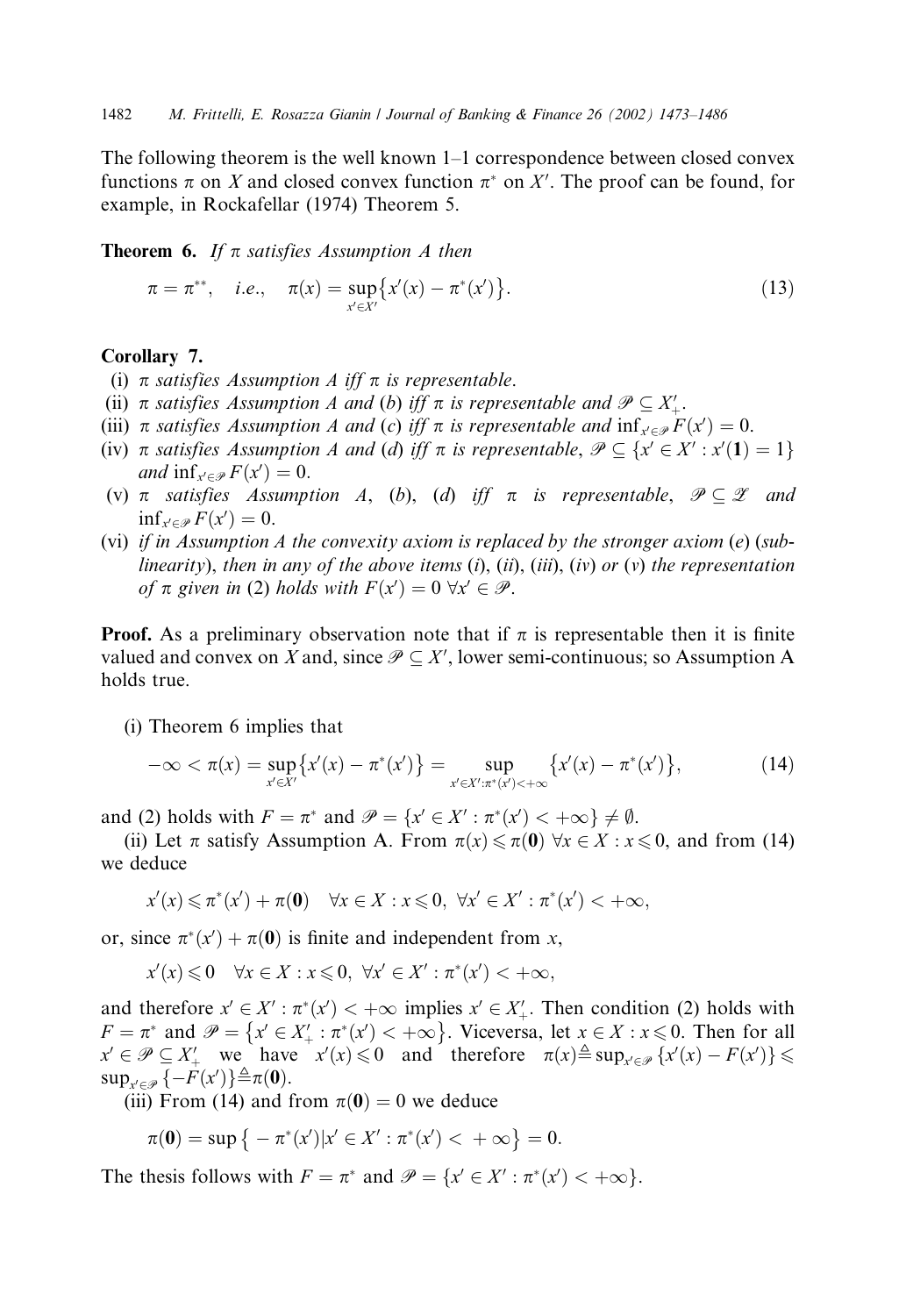The following theorem is the well known 1–1 correspondence between closed convex functions $\pi$ on $X$ and closed convex function $\pi^*$ on $X'$. The proof can be found, for example, in Rockafellar (1974) Theorem 5.

**Theorem 6.** *If $\pi$ satisfies Assumption A then*

$$\pi = \pi^{**}, \quad i.e., \quad \pi(x) = \sup_{x' \in X'} \{x'(x) - \pi^*(x')\}. \tag{13}$$

**Corollary 7.**

(i) *$\pi$ satisfies Assumption A iff $\pi$ is representable.*

(ii) *$\pi$ satisfies Assumption A and (b) iff $\pi$ is representable and $\mathscr{P} \subseteq X'_+$.*

(iii) *$\pi$ satisfies Assumption A and (c) iff $\pi$ is representable and $\inf_{x' \in \mathscr{P}} F(x') = 0$.*

(iv) *$\pi$ satisfies Assumption A and (d) iff $\pi$ is representable, $\mathscr{P} \subseteq \{x' \in X' : x'(\mathbf{1}) = 1\}$ and $\inf_{x' \in \mathscr{P}} F(x') = 0$.*

(v) *$\pi$ satisfies Assumption A, (b), (d) iff $\pi$ is representable, $\mathscr{P} \subseteq \mathscr{Z}$ and $\inf_{x' \in \mathscr{P}} F(x') = 0$.*

(vi) *if in Assumption A the convexity axiom is replaced by the stronger axiom (e) (sublinearity), then in any of the above items (i), (ii), (iii), (iv) or (v) the representation of $\pi$ given in (2) holds with $F(x') = 0 \ \forall x' \in \mathscr{P}$.*

**Proof.** As a preliminary observation note that if $\pi$ is representable then it is finite valued and convex on $X$ and, since $\mathscr{P} \subseteq X'$, lower semi-continuous; so Assumption A holds true.

(i) Theorem 6 implies that

$$-\infty < \pi(x) = \sup_{x' \in X'} \{x'(x) - \pi^*(x')\} = \sup_{x' \in X' : \pi^*(x') < +\infty} \{x'(x) - \pi^*(x')\}, \tag{14}$$

and (2) holds with $F = \pi^*$ and $\mathscr{P} = \{x' \in X' : \pi^*(x') < +\infty\} \neq \emptyset$.

(ii) Let $\pi$ satisfy Assumption A. From $\pi(x) \leqslant \pi(\mathbf{0}) \ \forall x \in X : x \leqslant 0$, and from (14) we deduce

$$x'(x) \leqslant \pi^*(x') + \pi(\mathbf{0}) \quad \forall x \in X : x \leqslant 0, \ \forall x' \in X' : \pi^*(x') < +\infty,$$

or, since $\pi^*(x') + \pi(\mathbf{0})$ is finite and independent from $x$,

$$x'(x) \leqslant 0 \quad \forall x \in X : x \leqslant 0, \ \forall x' \in X' : \pi^*(x') < +\infty,$$

and therefore $x' \in X' : \pi^*(x') < +\infty$ implies $x' \in X'_+$. Then condition (2) holds with $F = \pi^*$ and $\mathscr{P} = \{x' \in X'_+ : \pi^*(x') < +\infty\}$. Viceversa, let $x \in X : x \leqslant 0$. Then for all $x' \in \mathscr{P} \subseteq X'_+$ we have $x'(x) \leqslant 0$ and therefore $\pi(x) \triangleq \sup_{x' \in \mathscr{P}} \{x'(x) - F(x')\} \leqslant \sup_{x' \in \mathscr{P}} \{-F(x')\} \triangleq \pi(\mathbf{0})$.

(iii) From (14) and from $\pi(\mathbf{0}) = 0$ we deduce

$$\pi(\mathbf{0}) = \sup\{-\pi^*(x') | x' \in X' : \pi^*(x') < +\infty\} = 0.$$

The thesis follows with $F = \pi^*$ and $\mathscr{P} = \{x' \in X' : \pi^*(x') < +\infty\}$.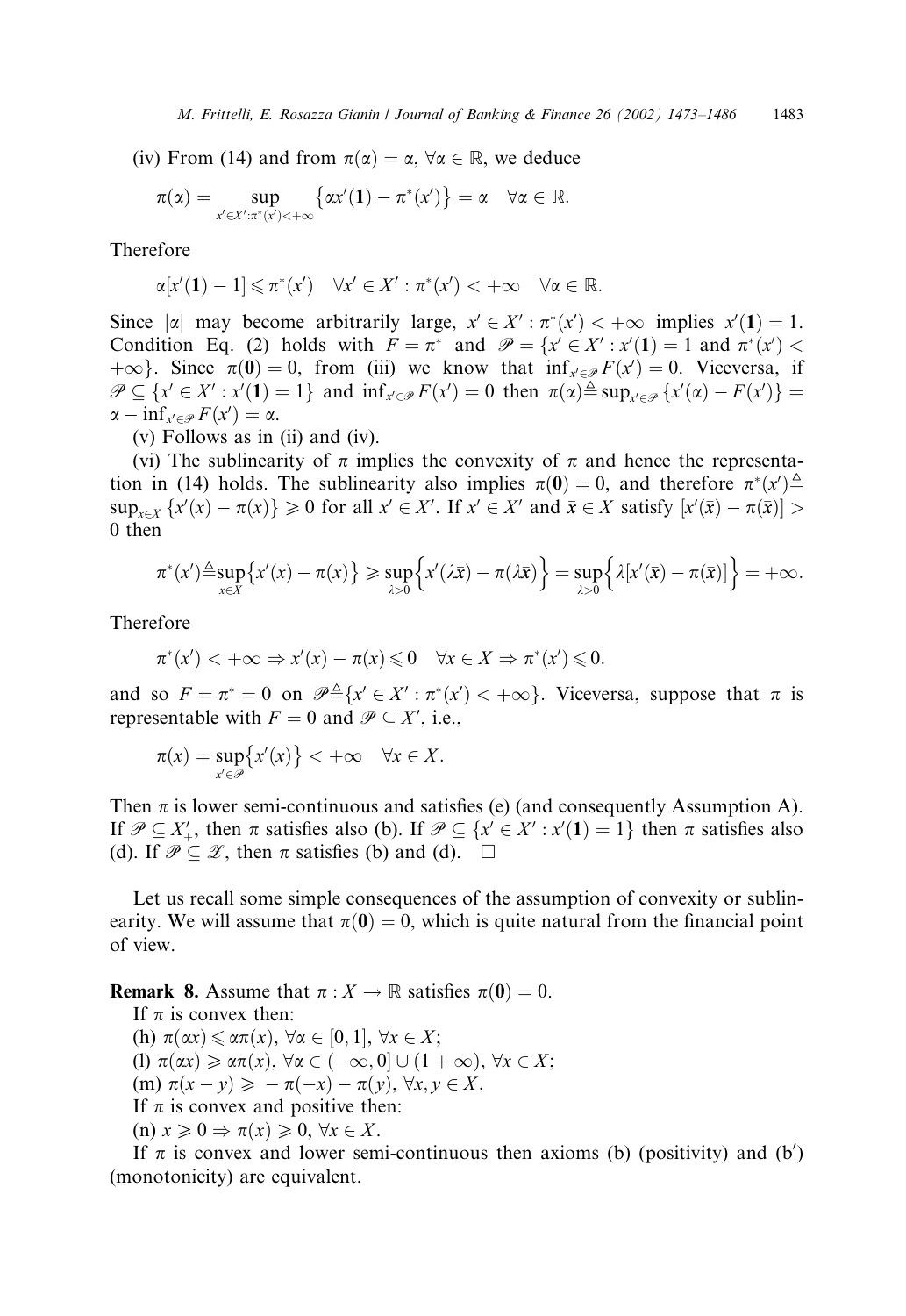(iv) From (14) and from $\pi(\alpha) = \alpha$, $\forall \alpha \in \mathbb{R}$, we deduce

$$\pi(\alpha) = \sup_{x' \in X' : \pi^*(x') < +\infty} \left\{ \alpha x'(\mathbf{1}) - \pi^*(x') \right\} = \alpha \quad \forall \alpha \in \mathbb{R}.$$

Therefore

$$\alpha[x'(\mathbf{1}) - 1] \leqslant \pi^*(x') \quad \forall x' \in X' : \pi^*(x') < +\infty \quad \forall \alpha \in \mathbb{R}.$$

Since $|\alpha|$ may become arbitrarily large, $x' \in X' : \pi^*(x') < +\infty$ implies $x'(\mathbf{1}) = 1$. Condition Eq. (2) holds with $F = \pi^*$ and $\mathscr{P} = \{x' \in X' : x'(\mathbf{1}) = 1 \text{ and } \pi^*(x') < +\infty\}$. Since $\pi(\mathbf{0}) = 0$, from (iii) we know that $\inf_{x' \in \mathscr{P}} F(x') = 0$. Viceversa, if $\mathscr{P} \subseteq \{x' \in X' : x'(\mathbf{1}) = 1\}$ and $\inf_{x' \in \mathscr{P}} F(x') = 0$ then $\pi(\alpha) \triangleq \sup_{x' \in \mathscr{P}} \{x'(\alpha) - F(x')\} = \alpha - \inf_{x' \in \mathscr{P}} F(x') = \alpha$.

(v) Follows as in (ii) and (iv).

(vi) The sublinearity of $\pi$ implies the convexity of $\pi$ and hence the representation in (14) holds. The sublinearity also implies $\pi(\mathbf{0}) = 0$, and therefore $\pi^*(x') \triangleq \sup_{x \in X} \{x'(x) - \pi(x)\} \geqslant 0$ for all $x' \in X'$. If $x' \in X'$ and $\bar{x} \in X$ satisfy $[x'(\bar{x}) - \pi(\bar{x})] > 0$ then

$$\pi^*(x') \triangleq \sup_{x \in X} \{x'(x) - \pi(x)\} \geqslant \sup_{\lambda > 0} \left\{ x'(\lambda \bar{x}) - \pi(\lambda \bar{x}) \right\} = \sup_{\lambda > 0} \left\{ \lambda [x'(\bar{x}) - \pi(\bar{x})] \right\} = +\infty.$$

Therefore

$$\pi^*(x') < +\infty \Rightarrow x'(x) - \pi(x) \leqslant 0 \quad \forall x \in X \Rightarrow \pi^*(x') \leqslant 0.$$

and so $F = \pi^* = 0$ on $\mathscr{P} \triangleq \{x' \in X' : \pi^*(x') < +\infty\}$. Viceversa, suppose that $\pi$ is representable with $F = 0$ and $\mathscr{P} \subseteq X'$, i.e.,

$$\pi(x) = \sup_{x' \in \mathscr{P}} \{x'(x)\} < +\infty \quad \forall x \in X.$$

Then $\pi$ is lower semi-continuous and satisfies (e) (and consequently Assumption A). If $\mathscr{P} \subseteq X'_+$, then $\pi$ satisfies also (b). If $\mathscr{P} \subseteq \{x' \in X' : x'(\mathbf{1}) = 1\}$ then $\pi$ satisfies also (d). If $\mathscr{P} \subseteq \mathscr{Z}$, then $\pi$ satisfies (b) and (d). $\square$

Let us recall some simple consequences of the assumption of convexity or sublinearity. We will assume that $\pi(\mathbf{0}) = 0$, which is quite natural from the financial point of view.

**Remark 8.** Assume that $\pi : X \to \mathbb{R}$ satisfies $\pi(\mathbf{0}) = 0$.

If $\pi$ is convex then:

(h) $\pi(\alpha x) \leqslant \alpha \pi(x)$, $\forall \alpha \in [0, 1]$, $\forall x \in X$;

(l) $\pi(\alpha x) \geqslant \alpha \pi(x)$, $\forall \alpha \in (-\infty, 0] \cup (1 + \infty)$, $\forall x \in X$;

(m) $\pi(x - y) \geqslant -\pi(-x) - \pi(y)$, $\forall x, y \in X$.

If $\pi$ is convex and positive then:

(n) $x \geqslant 0 \Rightarrow \pi(x) \geqslant 0$, $\forall x \in X$.

If $\pi$ is convex and lower semi-continuous then axioms (b) (positivity) and (b′) (monotonicity) are equivalent.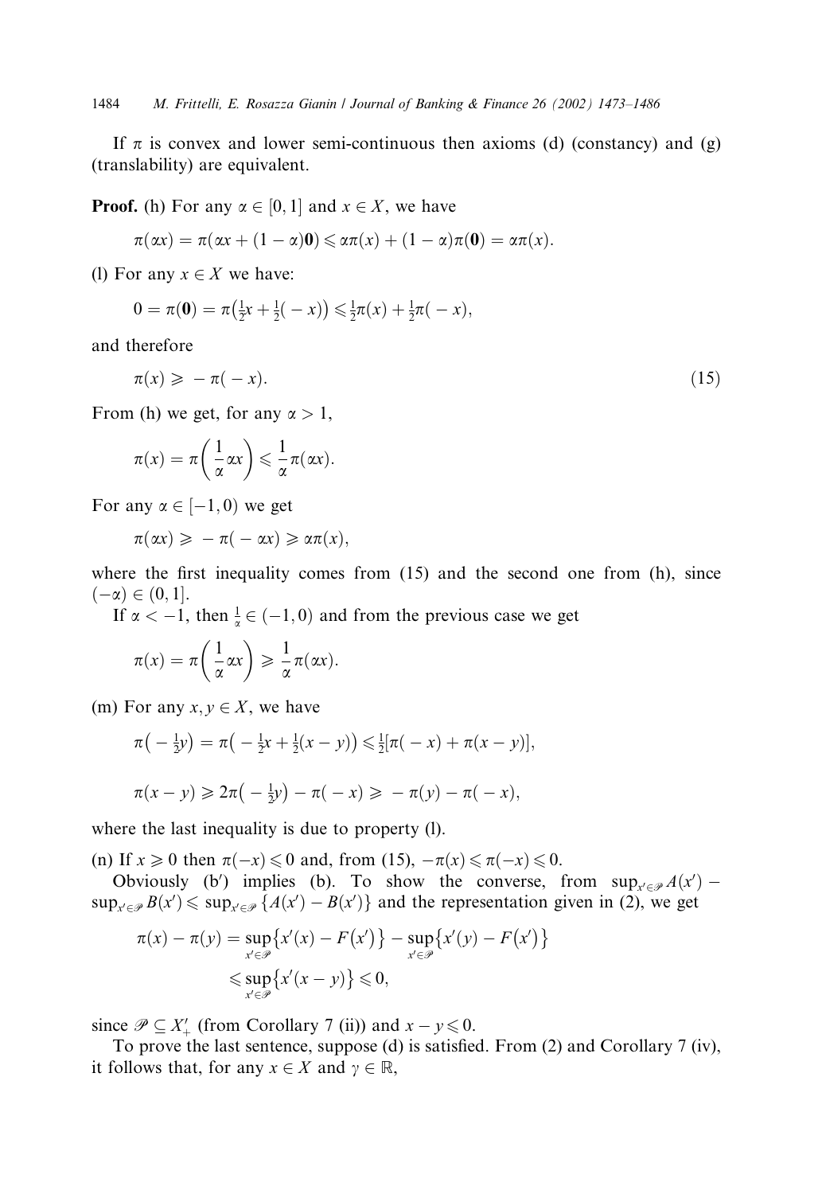If $\pi$ is convex and lower semi-continuous then axioms (d) (constancy) and (g) (translability) are equivalent.

**Proof.** (h) For any $\alpha \in [0,1]$ and $x \in X$, we have

$$\pi(\alpha x) = \pi(\alpha x + (1-\alpha)\mathbf{0}) \leqslant \alpha\pi(x) + (1-\alpha)\pi(\mathbf{0}) = \alpha\pi(x).$$

(l) For any $x \in X$ we have:

$$0 = \pi(\mathbf{0}) = \pi\left(\tfrac{1}{2}x + \tfrac{1}{2}(-x)\right) \leqslant \tfrac{1}{2}\pi(x) + \tfrac{1}{2}\pi(-x),$$

and therefore

$$\pi(x) \geqslant -\pi(-x). \tag{15}$$

From (h) we get, for any $\alpha > 1$,

$$\pi(x) = \pi\left(\frac{1}{\alpha}\alpha x\right) \leqslant \frac{1}{\alpha}\pi(\alpha x).$$

For any $\alpha \in [-1, 0)$ we get

$$\pi(\alpha x) \geqslant -\pi(-\alpha x) \geqslant \alpha\pi(x),$$

where the first inequality comes from (15) and the second one from (h), since $(-\alpha) \in (0,1]$.

If $\alpha < -1$, then $\frac{1}{\alpha} \in (-1, 0)$ and from the previous case we get

$$\pi(x) = \pi\left(\frac{1}{\alpha}\alpha x\right) \geqslant \frac{1}{\alpha}\pi(\alpha x).$$

(m) For any $x, y \in X$, we have

$$\pi\left(-\tfrac{1}{2}y\right) = \pi\left(-\tfrac{1}{2}x + \tfrac{1}{2}(x-y)\right) \leqslant \tfrac{1}{2}[\pi(-x) + \pi(x-y)],$$

$$\pi(x-y) \geqslant 2\pi\left(-\tfrac{1}{2}y\right) - \pi(-x) \geqslant -\pi(y) - \pi(-x),$$

where the last inequality is due to property (l).

(n) If $x \geqslant 0$ then $\pi(-x) \leqslant 0$ and, from (15), $-\pi(x) \leqslant \pi(-x) \leqslant 0$.

Obviously (b′) implies (b). To show the converse, from $\sup_{x' \in \mathscr{P}} A(x') - \sup_{x' \in \mathscr{P}} B(x') \leqslant \sup_{x' \in \mathscr{P}} \{A(x') - B(x')\}$ and the representation given in (2), we get

$$\begin{aligned}
\pi(x) - \pi(y) &= \sup_{x' \in \mathscr{P}}\{x'(x) - F(x')\} - \sup_{x' \in \mathscr{P}}\{x'(y) - F(x')\} \\
&\leqslant \sup_{x' \in \mathscr{P}}\{x'(x-y)\} \leqslant 0,
\end{aligned}$$

since $\mathscr{P} \subseteq X'_+$ (from Corollary 7 (ii)) and $x - y \leqslant 0$.

To prove the last sentence, suppose (d) is satisfied. From (2) and Corollary 7 (iv), it follows that, for any $x \in X$ and $\gamma \in \mathbb{R}$,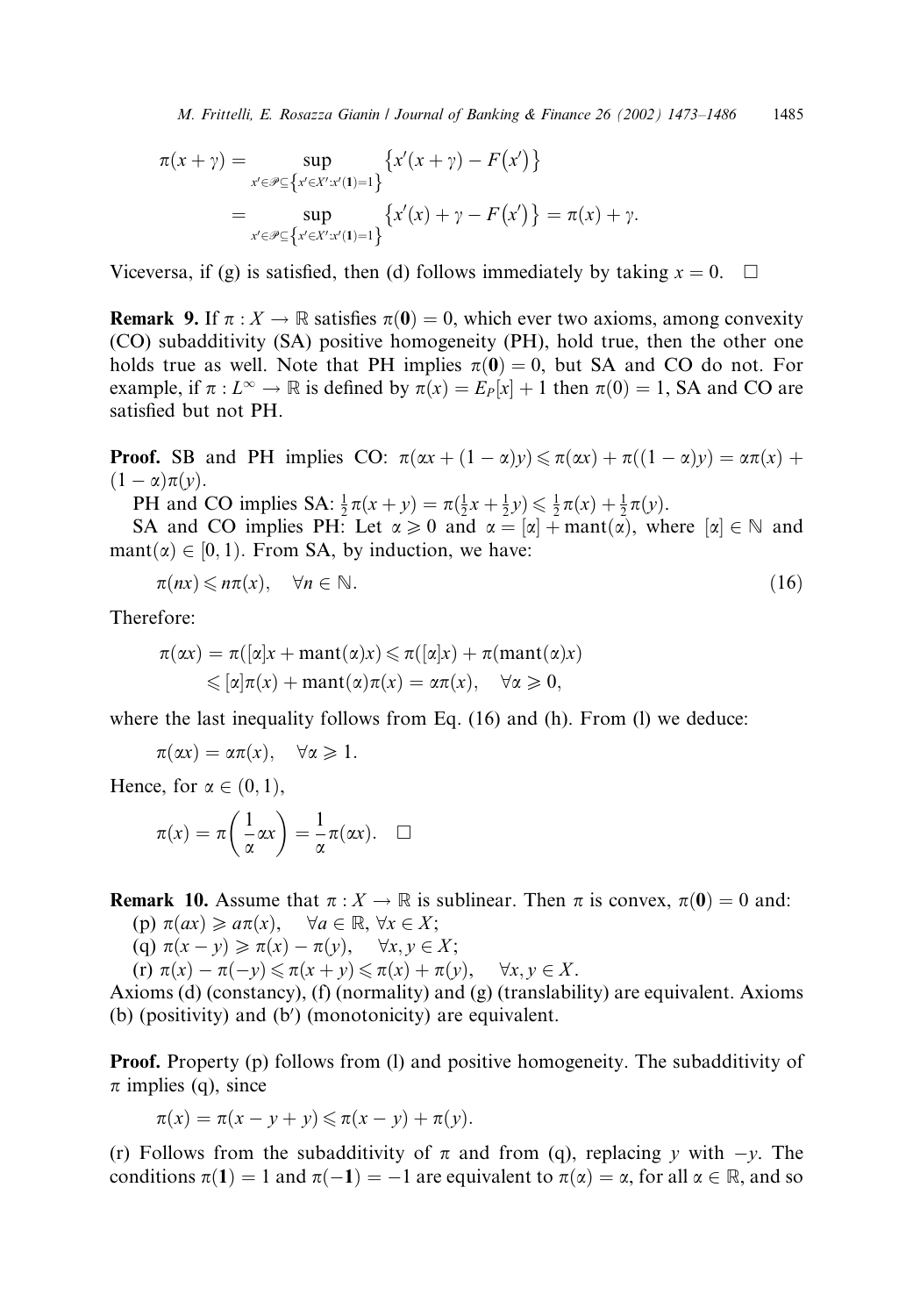$$\pi(x+\gamma) = \sup_{x' \in \mathscr{P} \subseteq \left\{x' \in X' : x'(\mathbf{1})=1\right\}} \left\{x'(x+\gamma) - F\left(x'\right)\right\}$$

$$= \sup_{x' \in \mathscr{P} \subseteq \left\{x' \in X' : x'(\mathbf{1})=1\right\}} \left\{x'(x) + \gamma - F\left(x'\right)\right\} = \pi(x) + \gamma.$$

Viceversa, if (g) is satisfied, then (d) follows immediately by taking $x = 0$. $\square$

**Remark 9.** If $\pi : X \to \mathbb{R}$ satisfies $\pi(\mathbf{0}) = 0$, which ever two axioms, among convexity (CO) subadditivity (SA) positive homogeneity (PH), hold true, then the other one holds true as well. Note that PH implies $\pi(\mathbf{0}) = 0$, but SA and CO do not. For example, if $\pi : L^\infty \to \mathbb{R}$ is defined by $\pi(x) = E_P[x] + 1$ then $\pi(0) = 1$, SA and CO are satisfied but not PH.

**Proof.** SB and PH implies CO: $\pi(\alpha x + (1-\alpha)y) \leqslant \pi(\alpha x) + \pi((1-\alpha)y) = \alpha\pi(x) + (1-\alpha)\pi(y)$.

PH and CO implies SA: $\frac{1}{2}\pi(x+y) = \pi(\frac{1}{2}x + \frac{1}{2}y) \leqslant \frac{1}{2}\pi(x) + \frac{1}{2}\pi(y)$.

SA and CO implies PH: Let $\alpha \geqslant 0$ and $\alpha = [\alpha] + \text{mant}(\alpha)$, where $[\alpha] \in \mathbb{N}$ and $\text{mant}(\alpha) \in [0,1)$. From SA, by induction, we have:

$$\pi(nx) \leqslant n\pi(x), \quad \forall n \in \mathbb{N}. \tag{16}$$

Therefore:

$$\pi(\alpha x) = \pi([\alpha]x + \text{mant}(\alpha)x) \leqslant \pi([\alpha]x) + \pi(\text{mant}(\alpha)x)$$
$$\leqslant [\alpha]\pi(x) + \text{mant}(\alpha)\pi(x) = \alpha\pi(x), \quad \forall \alpha \geqslant 0,$$

where the last inequality follows from Eq. (16) and (h). From (l) we deduce:

$$\pi(\alpha x) = \alpha\pi(x), \quad \forall \alpha \geqslant 1.$$

Hence, for $\alpha \in (0,1)$,

$$\pi(x) = \pi\left(\frac{1}{\alpha}\alpha x\right) = \frac{1}{\alpha}\pi(\alpha x). \quad \square$$

**Remark 10.** Assume that $\pi : X \to \mathbb{R}$ is sublinear. Then $\pi$ is convex, $\pi(\mathbf{0}) = 0$ and:

(p) $\pi(ax) \geqslant a\pi(x), \quad \forall a \in \mathbb{R}, \forall x \in X$;

(q) $\pi(x-y) \geqslant \pi(x) - \pi(y), \quad \forall x, y \in X$;

(r) $\pi(x) - \pi(-y) \leqslant \pi(x+y) \leqslant \pi(x) + \pi(y), \quad \forall x, y \in X$.

Axioms (d) (constancy), (f) (normality) and (g) (translability) are equivalent. Axioms (b) (positivity) and (b′) (monotonicity) are equivalent.

**Proof.** Property (p) follows from (l) and positive homogeneity. The subadditivity of $\pi$ implies (q), since

$$\pi(x) = \pi(x - y + y) \leqslant \pi(x-y) + \pi(y).$$

(r) Follows from the subadditivity of $\pi$ and from (q), replacing $y$ with $-y$. The conditions $\pi(\mathbf{1}) = 1$ and $\pi(-\mathbf{1}) = -1$ are equivalent to $\pi(\alpha) = \alpha$, for all $\alpha \in \mathbb{R}$, and so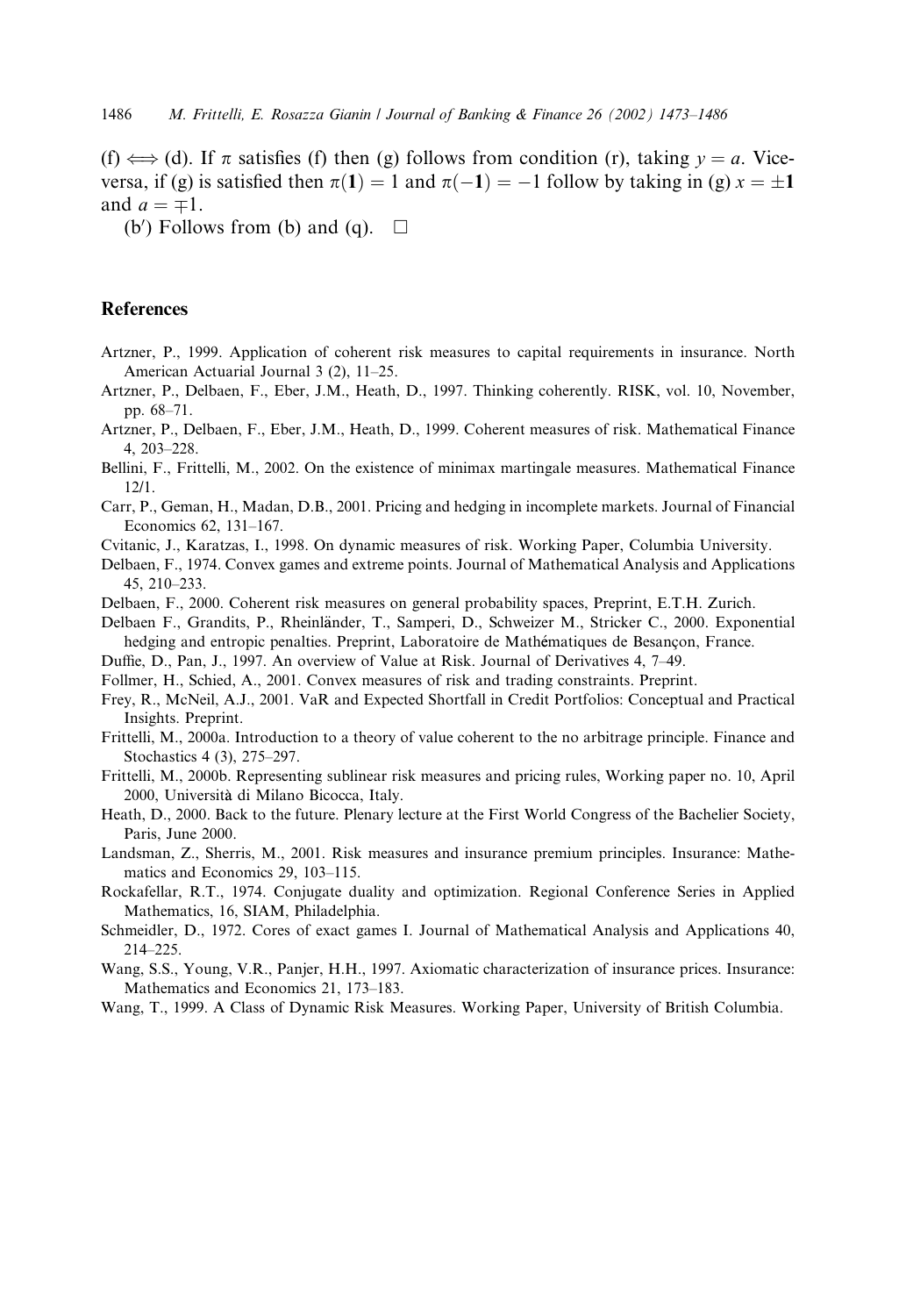(f) $\Longleftrightarrow$ (d). If $\pi$ satisfies (f) then (g) follows from condition (r), taking $y = a$. Viceversa, if (g) is satisfied then $\pi(\mathbf{1}) = 1$ and $\pi(-\mathbf{1}) = -1$ follow by taking in (g) $x = \pm\mathbf{1}$ and $a = \mp 1$.

(b′) Follows from (b) and (q). $\square$

## References

Artzner, P., 1999. Application of coherent risk measures to capital requirements in insurance. North American Actuarial Journal 3 (2), 11–25.

Artzner, P., Delbaen, F., Eber, J.M., Heath, D., 1997. Thinking coherently. RISK, vol. 10, November, pp. 68–71.

Artzner, P., Delbaen, F., Eber, J.M., Heath, D., 1999. Coherent measures of risk. Mathematical Finance 4, 203–228.

Bellini, F., Frittelli, M., 2002. On the existence of minimax martingale measures. Mathematical Finance 12/1.

Carr, P., Geman, H., Madan, D.B., 2001. Pricing and hedging in incomplete markets. Journal of Financial Economics 62, 131–167.

Cvitanic, J., Karatzas, I., 1998. On dynamic measures of risk. Working Paper, Columbia University.

Delbaen, F., 1974. Convex games and extreme points. Journal of Mathematical Analysis and Applications 45, 210–233.

Delbaen, F., 2000. Coherent risk measures on general probability spaces, Preprint, E.T.H. Zurich.

Delbaen F., Grandits, P., Rheinländer, T., Samperi, D., Schweizer M., Stricker C., 2000. Exponential hedging and entropic penalties. Preprint, Laboratoire de Mathématiques de Besançon, France.

Duffie, D., Pan, J., 1997. An overview of Value at Risk. Journal of Derivatives 4, 7–49.

Follmer, H., Schied, A., 2001. Convex measures of risk and trading constraints. Preprint.

Frey, R., McNeil, A.J., 2001. VaR and Expected Shortfall in Credit Portfolios: Conceptual and Practical Insights. Preprint.

Frittelli, M., 2000a. Introduction to a theory of value coherent to the no arbitrage principle. Finance and Stochastics 4 (3), 275–297.

Frittelli, M., 2000b. Representing sublinear risk measures and pricing rules, Working paper no. 10, April 2000, Università di Milano Bicocca, Italy.

Heath, D., 2000. Back to the future. Plenary lecture at the First World Congress of the Bachelier Society, Paris, June 2000.

Landsman, Z., Sherris, M., 2001. Risk measures and insurance premium principles. Insurance: Mathematics and Economics 29, 103–115.

Rockafellar, R.T., 1974. Conjugate duality and optimization. Regional Conference Series in Applied Mathematics, 16, SIAM, Philadelphia.

Schmeidler, D., 1972. Cores of exact games I. Journal of Mathematical Analysis and Applications 40, 214–225.

Wang, S.S., Young, V.R., Panjer, H.H., 1997. Axiomatic characterization of insurance prices. Insurance: Mathematics and Economics 21, 173–183.

Wang, T., 1999. A Class of Dynamic Risk Measures. Working Paper, University of British Columbia.